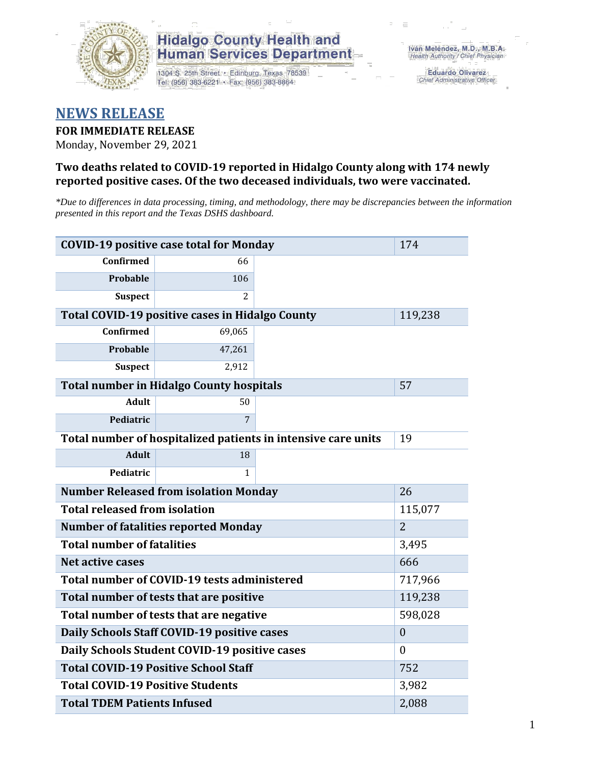Hidalgo County Health and Human Services Department

1304 S. 25th Street • Edinburg, Texas 78539
Tel: (956) 383-6221 • Fax: (956) 383-8864

Iván Meléndez, M.D., M.B.A.
*Health Authority / Chief Physician*

Eduardo Olivarez
*Chief Administrative Officer*

# NEWS RELEASE

**FOR IMMEDIATE RELEASE**

Monday, November 29, 2021

**Two deaths related to COVID-19 reported in Hidalgo County along with 174 newly reported positive cases. Of the two deceased individuals, two were vaccinated.**

*\*Due to differences in data processing, timing, and methodology, there may be discrepancies between the information presented in this report and the Texas DSHS dashboard.*

| COVID-19 positive case total for Monday | | 174 |
|---|---|---|
| Confirmed | 66 | |
| Probable | 106 | |
| Suspect | 2 | |
| **Total COVID-19 positive cases in Hidalgo County** | | 119,238 |
| Confirmed | 69,065 | |
| Probable | 47,261 | |
| Suspect | 2,912 | |
| **Total number in Hidalgo County hospitals** | | 57 |
| Adult | 50 | |
| Pediatric | 7 | |
| **Total number of hospitalized patients in intensive care units** | | 19 |
| Adult | 18 | |
| Pediatric | 1 | |
| **Number Released from isolation Monday** | | 26 |
| **Total released from isolation** | | 115,077 |
| **Number of fatalities reported Monday** | | 2 |
| **Total number of fatalities** | | 3,495 |
| **Net active cases** | | 666 |
| **Total number of COVID-19 tests administered** | | 717,966 |
| **Total number of tests that are positive** | | 119,238 |
| **Total number of tests that are negative** | | 598,028 |
| **Daily Schools Staff COVID-19 positive cases** | | 0 |
| **Daily Schools Student COVID-19 positive cases** | | 0 |
| **Total COVID-19 Positive School Staff** | | 752 |
| **Total COVID-19 Positive Students** | | 3,982 |
| **Total TDEM Patients Infused** | | 2,088 |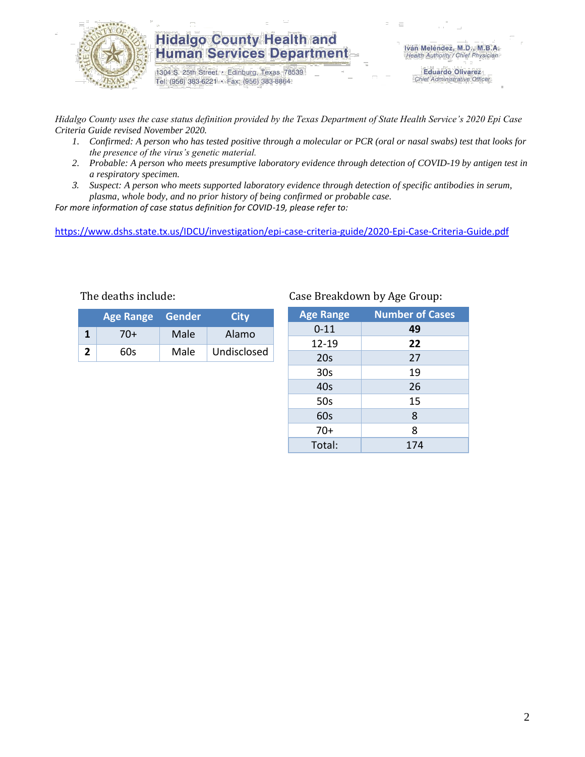**Hidalgo County Health and Human Services Department**

1304 S. 25th Street • Edinburg, Texas 78539
Tel: (956) 383-6221 • Fax: (956) 383-8864

Iván Meléndez, M.D., M.B.A.
*Health Authority / Chief Physician*

Eduardo Olivarez
*Chief Administrative Officer*

*Hidalgo County uses the case status definition provided by the Texas Department of State Health Service's 2020 Epi Case Criteria Guide revised November 2020.*

1. *Confirmed: A person who has tested positive through a molecular or PCR (oral or nasal swabs) test that looks for the presence of the virus's genetic material.*
2. *Probable: A person who meets presumptive laboratory evidence through detection of COVID-19 by antigen test in a respiratory specimen.*
3. *Suspect: A person who meets supported laboratory evidence through detection of specific antibodies in serum, plasma, whole body, and no prior history of being confirmed or probable case.*

*For more information of case status definition for COVID-19, please refer to:*

https://www.dshs.state.tx.us/IDCU/investigation/epi-case-criteria-guide/2020-Epi-Case-Criteria-Guide.pdf

The deaths include:

| | Age Range | Gender | City |
|---|---|---|---|
| **1** | 70+ | Male | Alamo |
| **2** | 60s | Male | Undisclosed |

Case Breakdown by Age Group:

| Age Range | Number of Cases |
|---|---|
| 0-11 | **49** |
| 12-19 | **22** |
| 20s | 27 |
| 30s | 19 |
| 40s | 26 |
| 50s | 15 |
| 60s | 8 |
| 70+ | 8 |
| Total: | 174 |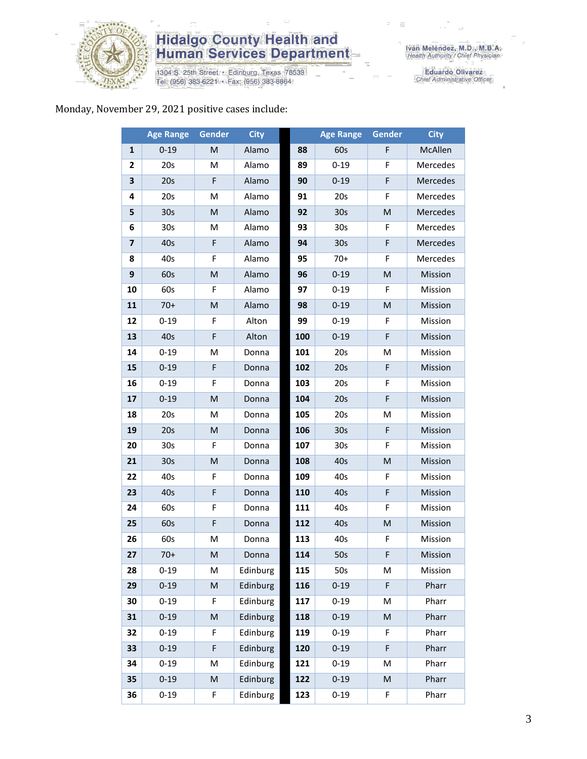# Hidalgo County Health and Human Services Department

1304 S. 25th Street • Edinburg, Texas 78539
Tel: (956) 383-6221 • Fax: (956) 383-8864

Iván Meléndez, M.D., M.B.A.
*Health Authority / Chief Physician*

Eduardo Olivarez
*Chief Administrative Officer*

Monday, November 29, 2021 positive cases include:

| | Age Range | Gender | City | | Age Range | Gender | City |
|---|---|---|---|---|---|---|---|
| 1 | 0-19 | M | Alamo | 88 | 60s | F | McAllen |
| 2 | 20s | M | Alamo | 89 | 0-19 | F | Mercedes |
| 3 | 20s | F | Alamo | 90 | 0-19 | F | Mercedes |
| 4 | 20s | M | Alamo | 91 | 20s | F | Mercedes |
| 5 | 30s | M | Alamo | 92 | 30s | M | Mercedes |
| 6 | 30s | M | Alamo | 93 | 30s | F | Mercedes |
| 7 | 40s | F | Alamo | 94 | 30s | F | Mercedes |
| 8 | 40s | F | Alamo | 95 | 70+ | F | Mercedes |
| 9 | 60s | M | Alamo | 96 | 0-19 | M | Mission |
| 10 | 60s | F | Alamo | 97 | 0-19 | F | Mission |
| 11 | 70+ | M | Alamo | 98 | 0-19 | M | Mission |
| 12 | 0-19 | F | Alton | 99 | 0-19 | F | Mission |
| 13 | 40s | F | Alton | 100 | 0-19 | F | Mission |
| 14 | 0-19 | M | Donna | 101 | 20s | M | Mission |
| 15 | 0-19 | F | Donna | 102 | 20s | F | Mission |
| 16 | 0-19 | F | Donna | 103 | 20s | F | Mission |
| 17 | 0-19 | M | Donna | 104 | 20s | F | Mission |
| 18 | 20s | M | Donna | 105 | 20s | M | Mission |
| 19 | 20s | M | Donna | 106 | 30s | F | Mission |
| 20 | 30s | F | Donna | 107 | 30s | F | Mission |
| 21 | 30s | M | Donna | 108 | 40s | M | Mission |
| 22 | 40s | F | Donna | 109 | 40s | F | Mission |
| 23 | 40s | F | Donna | 110 | 40s | F | Mission |
| 24 | 60s | F | Donna | 111 | 40s | F | Mission |
| 25 | 60s | F | Donna | 112 | 40s | M | Mission |
| 26 | 60s | M | Donna | 113 | 40s | F | Mission |
| 27 | 70+ | M | Donna | 114 | 50s | F | Mission |
| 28 | 0-19 | M | Edinburg | 115 | 50s | M | Mission |
| 29 | 0-19 | M | Edinburg | 116 | 0-19 | F | Pharr |
| 30 | 0-19 | F | Edinburg | 117 | 0-19 | M | Pharr |
| 31 | 0-19 | M | Edinburg | 118 | 0-19 | M | Pharr |
| 32 | 0-19 | F | Edinburg | 119 | 0-19 | F | Pharr |
| 33 | 0-19 | F | Edinburg | 120 | 0-19 | F | Pharr |
| 34 | 0-19 | M | Edinburg | 121 | 0-19 | M | Pharr |
| 35 | 0-19 | M | Edinburg | 122 | 0-19 | M | Pharr |
| 36 | 0-19 | F | Edinburg | 123 | 0-19 | F | Pharr |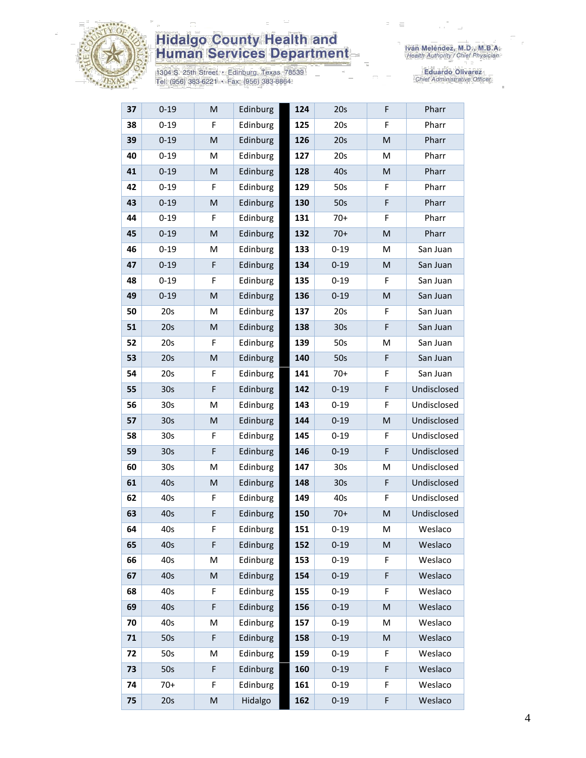| 37 | 0-19 | M | Edinburg | 124 | 20s | F | Pharr |
|---|---|---|---|---|---|---|---|
| 38 | 0-19 | F | Edinburg | 125 | 20s | F | Pharr |
| 39 | 0-19 | M | Edinburg | 126 | 20s | M | Pharr |
| 40 | 0-19 | M | Edinburg | 127 | 20s | M | Pharr |
| 41 | 0-19 | M | Edinburg | 128 | 40s | M | Pharr |
| 42 | 0-19 | F | Edinburg | 129 | 50s | F | Pharr |
| 43 | 0-19 | M | Edinburg | 130 | 50s | F | Pharr |
| 44 | 0-19 | F | Edinburg | 131 | 70+ | F | Pharr |
| 45 | 0-19 | M | Edinburg | 132 | 70+ | M | Pharr |
| 46 | 0-19 | M | Edinburg | 133 | 0-19 | M | San Juan |
| 47 | 0-19 | F | Edinburg | 134 | 0-19 | M | San Juan |
| 48 | 0-19 | F | Edinburg | 135 | 0-19 | F | San Juan |
| 49 | 0-19 | M | Edinburg | 136 | 0-19 | M | San Juan |
| 50 | 20s | M | Edinburg | 137 | 20s | F | San Juan |
| 51 | 20s | M | Edinburg | 138 | 30s | F | San Juan |
| 52 | 20s | F | Edinburg | 139 | 50s | M | San Juan |
| 53 | 20s | M | Edinburg | 140 | 50s | F | San Juan |
| 54 | 20s | F | Edinburg | 141 | 70+ | F | San Juan |
| 55 | 30s | F | Edinburg | 142 | 0-19 | F | Undisclosed |
| 56 | 30s | M | Edinburg | 143 | 0-19 | F | Undisclosed |
| 57 | 30s | M | Edinburg | 144 | 0-19 | M | Undisclosed |
| 58 | 30s | F | Edinburg | 145 | 0-19 | F | Undisclosed |
| 59 | 30s | F | Edinburg | 146 | 0-19 | F | Undisclosed |
| 60 | 30s | M | Edinburg | 147 | 30s | M | Undisclosed |
| 61 | 40s | M | Edinburg | 148 | 30s | F | Undisclosed |
| 62 | 40s | F | Edinburg | 149 | 40s | F | Undisclosed |
| 63 | 40s | F | Edinburg | 150 | 70+ | M | Undisclosed |
| 64 | 40s | F | Edinburg | 151 | 0-19 | M | Weslaco |
| 65 | 40s | F | Edinburg | 152 | 0-19 | M | Weslaco |
| 66 | 40s | M | Edinburg | 153 | 0-19 | F | Weslaco |
| 67 | 40s | M | Edinburg | 154 | 0-19 | F | Weslaco |
| 68 | 40s | F | Edinburg | 155 | 0-19 | F | Weslaco |
| 69 | 40s | F | Edinburg | 156 | 0-19 | M | Weslaco |
| 70 | 40s | M | Edinburg | 157 | 0-19 | M | Weslaco |
| 71 | 50s | F | Edinburg | 158 | 0-19 | M | Weslaco |
| 72 | 50s | M | Edinburg | 159 | 0-19 | F | Weslaco |
| 73 | 50s | F | Edinburg | 160 | 0-19 | F | Weslaco |
| 74 | 70+ | F | Edinburg | 161 | 0-19 | F | Weslaco |
| 75 | 20s | M | Hidalgo | 162 | 0-19 | F | Weslaco |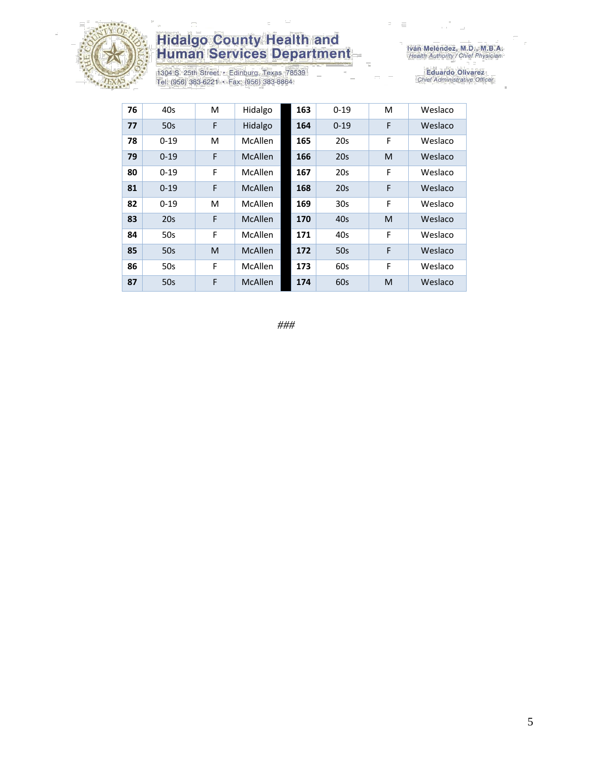| | | | | | | | | |
|---|---|---|---|---|---|---|---|---|
| **76** | 40s | M | Hidalgo | | **163** | 0-19 | M | Weslaco |
| **77** | 50s | F | Hidalgo | | **164** | 0-19 | F | Weslaco |
| **78** | 0-19 | M | McAllen | | **165** | 20s | F | Weslaco |
| **79** | 0-19 | F | McAllen | | **166** | 20s | M | Weslaco |
| **80** | 0-19 | F | McAllen | | **167** | 20s | F | Weslaco |
| **81** | 0-19 | F | McAllen | | **168** | 20s | F | Weslaco |
| **82** | 0-19 | M | McAllen | | **169** | 30s | F | Weslaco |
| **83** | 20s | F | McAllen | | **170** | 40s | M | Weslaco |
| **84** | 50s | F | McAllen | | **171** | 40s | F | Weslaco |
| **85** | 50s | M | McAllen | | **172** | 50s | F | Weslaco |
| **86** | 50s | F | McAllen | | **173** | 60s | F | Weslaco |
| **87** | 50s | F | McAllen | | **174** | 60s | M | Weslaco |

###